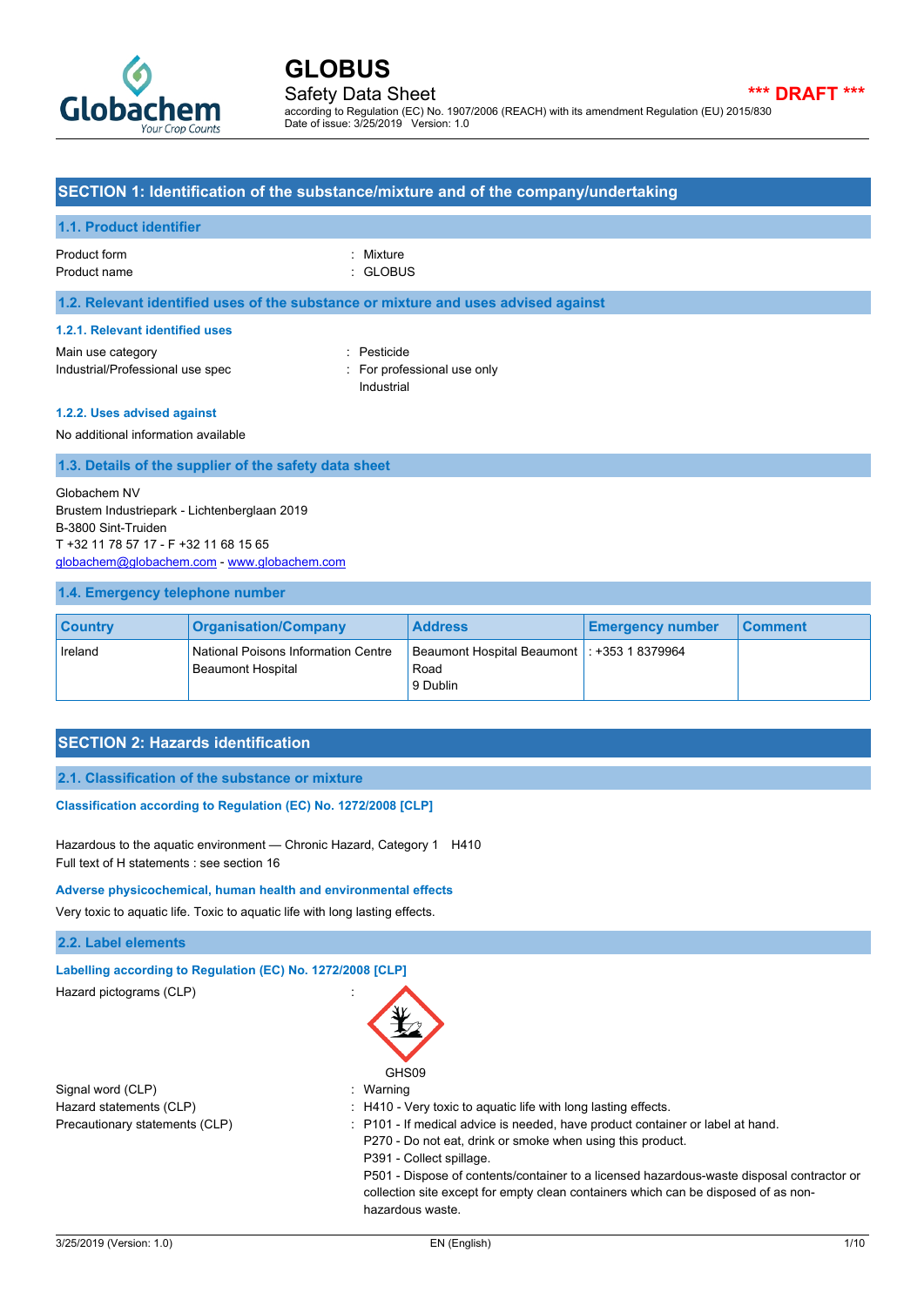# GLOBUS

## Safety Data Sheet

*** DRAFT ***

according to Regulation (EC) No. 1907/2006 (REACH) with its amendment Regulation (EU) 2015/830
Date of issue: 3/25/2019 Version: 1.0

## SECTION 1: Identification of the substance/mixture and of the company/undertaking

### 1.1. Product identifier

Product form : Mixture
Product name : GLOBUS

### 1.2. Relevant identified uses of the substance or mixture and uses advised against

#### 1.2.1. Relevant identified uses

Main use category : Pesticide
Industrial/Professional use spec : For professional use only
Industrial

#### 1.2.2. Uses advised against

No additional information available

### 1.3. Details of the supplier of the safety data sheet

Globachem NV
Brustem Industriepark - Lichtenberglaan 2019
B-3800 Sint-Truiden
T +32 11 78 57 17 - F +32 11 68 15 65
globachem@globachem.com - www.globachem.com

### 1.4. Emergency telephone number

| Country | Organisation/Company | Address | Emergency number | Comment |
|---|---|---|---|---|
| Ireland | National Poisons Information Centre Beaumont Hospital | Beaumont Hospital Beaumont Road 9 Dublin | : +353 1 8379964 | |

## SECTION 2: Hazards identification

### 2.1. Classification of the substance or mixture

#### Classification according to Regulation (EC) No. 1272/2008 [CLP]

Hazardous to the aquatic environment — Chronic Hazard, Category 1 H410
Full text of H statements : see section 16

#### Adverse physicochemical, human health and environmental effects

Very toxic to aquatic life. Toxic to aquatic life with long lasting effects.

### 2.2. Label elements

#### Labelling according to Regulation (EC) No. 1272/2008 [CLP]

Hazard pictograms (CLP) :

GHS09

Signal word (CLP) : Warning
Hazard statements (CLP) : H410 - Very toxic to aquatic life with long lasting effects.
Precautionary statements (CLP) : P101 - If medical advice is needed, have product container or label at hand.
P270 - Do not eat, drink or smoke when using this product.
P391 - Collect spillage.
P501 - Dispose of contents/container to a licensed hazardous-waste disposal contractor or collection site except for empty clean containers which can be disposed of as non-hazardous waste.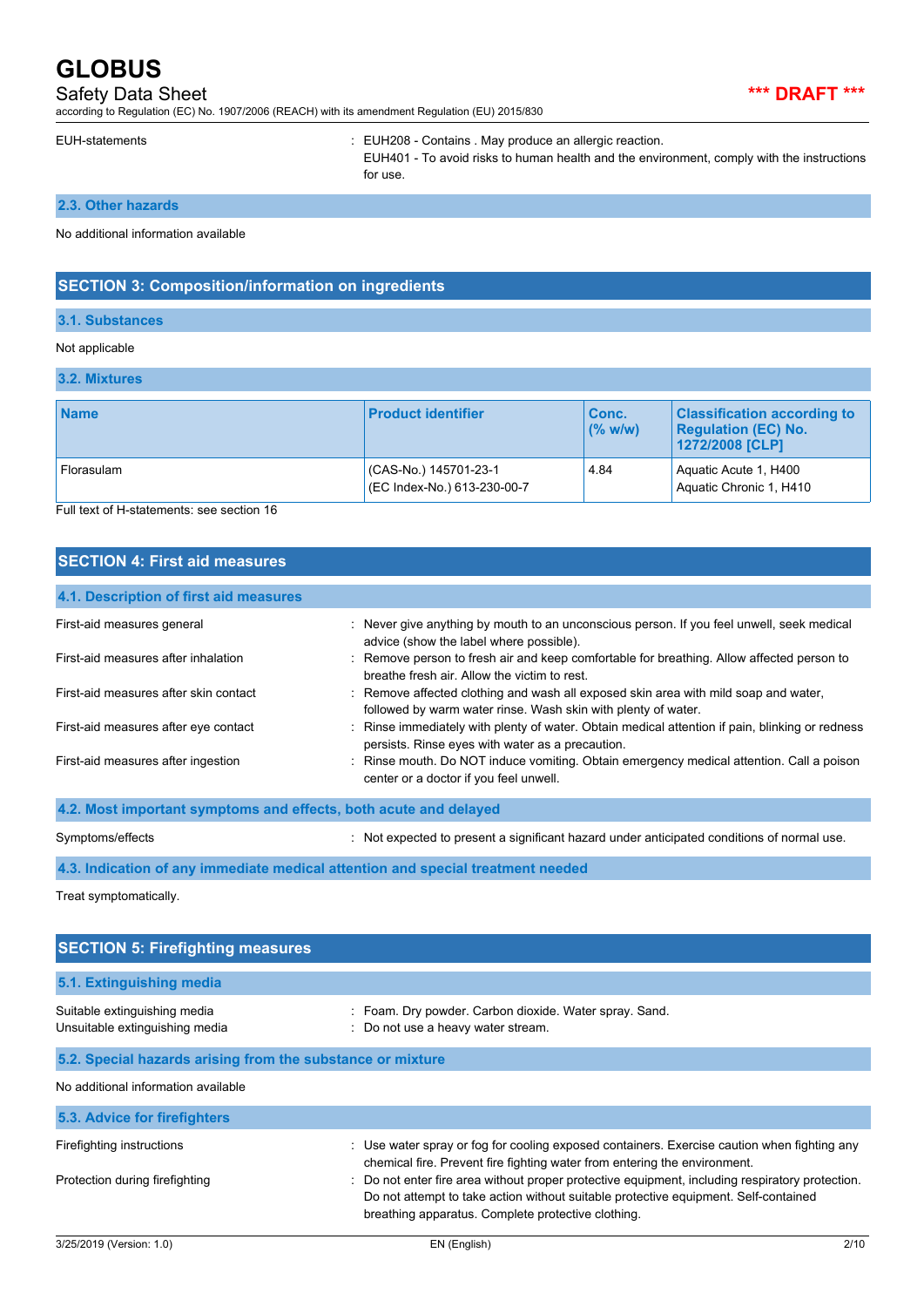| | |
|---|---|
| EUH-statements | : EUH208 - Contains . May produce an allergic reaction.<br>EUH401 - To avoid risks to human health and the environment, comply with the instructions for use. |

### 2.3. Other hazards

No additional information available

## SECTION 3: Composition/information on ingredients

### 3.1. Substances

Not applicable

### 3.2. Mixtures

| Name | Product identifier | Conc. (% w/w) | Classification according to Regulation (EC) No. 1272/2008 [CLP] |
|---|---|---|---|
| Florasulam | (CAS-No.) 145701-23-1<br>(EC Index-No.) 613-230-00-7 | 4.84 | Aquatic Acute 1, H400<br>Aquatic Chronic 1, H410 |

Full text of H-statements: see section 16

## SECTION 4: First aid measures

### 4.1. Description of first aid measures

| | |
|---|---|
| First-aid measures general | : Never give anything by mouth to an unconscious person. If you feel unwell, seek medical advice (show the label where possible). |
| First-aid measures after inhalation | : Remove person to fresh air and keep comfortable for breathing. Allow affected person to breathe fresh air. Allow the victim to rest. |
| First-aid measures after skin contact | : Remove affected clothing and wash all exposed skin area with mild soap and water, followed by warm water rinse. Wash skin with plenty of water. |
| First-aid measures after eye contact | : Rinse immediately with plenty of water. Obtain medical attention if pain, blinking or redness persists. Rinse eyes with water as a precaution. |
| First-aid measures after ingestion | : Rinse mouth. Do NOT induce vomiting. Obtain emergency medical attention. Call a poison center or a doctor if you feel unwell. |

### 4.2. Most important symptoms and effects, both acute and delayed

| | |
|---|---|
| Symptoms/effects | : Not expected to present a significant hazard under anticipated conditions of normal use. |

### 4.3. Indication of any immediate medical attention and special treatment needed

Treat symptomatically.

## SECTION 5: Firefighting measures

### 5.1. Extinguishing media

| | |
|---|---|
| Suitable extinguishing media | : Foam. Dry powder. Carbon dioxide. Water spray. Sand. |
| Unsuitable extinguishing media | : Do not use a heavy water stream. |

### 5.2. Special hazards arising from the substance or mixture

No additional information available

### 5.3. Advice for firefighters

| | |
|---|---|
| Firefighting instructions | : Use water spray or fog for cooling exposed containers. Exercise caution when fighting any chemical fire. Prevent fire fighting water from entering the environment. |
| Protection during firefighting | : Do not enter fire area without proper protective equipment, including respiratory protection. Do not attempt to take action without suitable protective equipment. Self-contained breathing apparatus. Complete protective clothing. |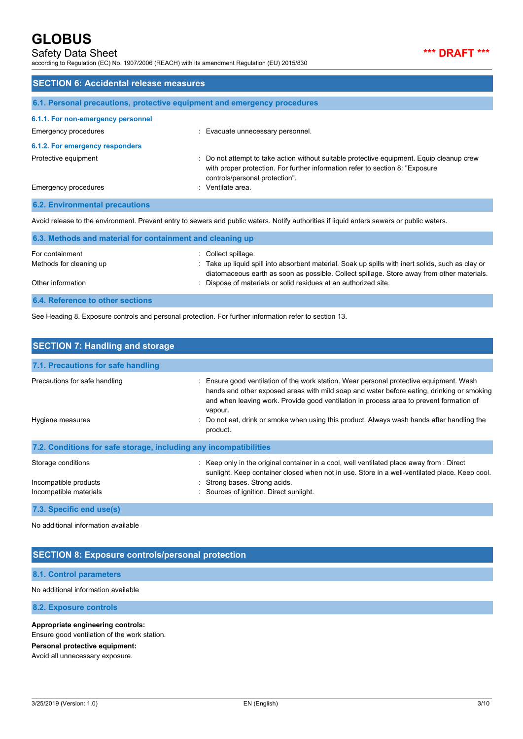## SECTION 6: Accidental release measures

### 6.1. Personal precautions, protective equipment and emergency procedures

#### 6.1.1. For non-emergency personnel

| | |
|---|---|
| Emergency procedures | : Evacuate unnecessary personnel. |

#### 6.1.2. For emergency responders

| | |
|---|---|
| Protective equipment | : Do not attempt to take action without suitable protective equipment. Equip cleanup crew with proper protection. For further information refer to section 8: "Exposure controls/personal protection". |
| Emergency procedures | : Ventilate area. |

### 6.2. Environmental precautions

Avoid release to the environment. Prevent entry to sewers and public waters. Notify authorities if liquid enters sewers or public waters.

### 6.3. Methods and material for containment and cleaning up

| | |
|---|---|
| For containment | : Collect spillage. |
| Methods for cleaning up | : Take up liquid spill into absorbent material. Soak up spills with inert solids, such as clay or diatomaceous earth as soon as possible. Collect spillage. Store away from other materials. |
| Other information | : Dispose of materials or solid residues at an authorized site. |

### 6.4. Reference to other sections

See Heading 8. Exposure controls and personal protection. For further information refer to section 13.

## SECTION 7: Handling and storage

### 7.1. Precautions for safe handling

| | |
|---|---|
| Precautions for safe handling | : Ensure good ventilation of the work station. Wear personal protective equipment. Wash hands and other exposed areas with mild soap and water before eating, drinking or smoking and when leaving work. Provide good ventilation in process area to prevent formation of vapour. |
| Hygiene measures | : Do not eat, drink or smoke when using this product. Always wash hands after handling the product. |

### 7.2. Conditions for safe storage, including any incompatibilities

| | |
|---|---|
| Storage conditions | : Keep only in the original container in a cool, well ventilated place away from : Direct sunlight. Keep container closed when not in use. Store in a well-ventilated place. Keep cool. |
| Incompatible products | : Strong bases. Strong acids. |
| Incompatible materials | : Sources of ignition. Direct sunlight. |

### 7.3. Specific end use(s)

No additional information available

## SECTION 8: Exposure controls/personal protection

### 8.1. Control parameters

No additional information available

### 8.2. Exposure controls

**Appropriate engineering controls:**

Ensure good ventilation of the work station.

**Personal protective equipment:**

Avoid all unnecessary exposure.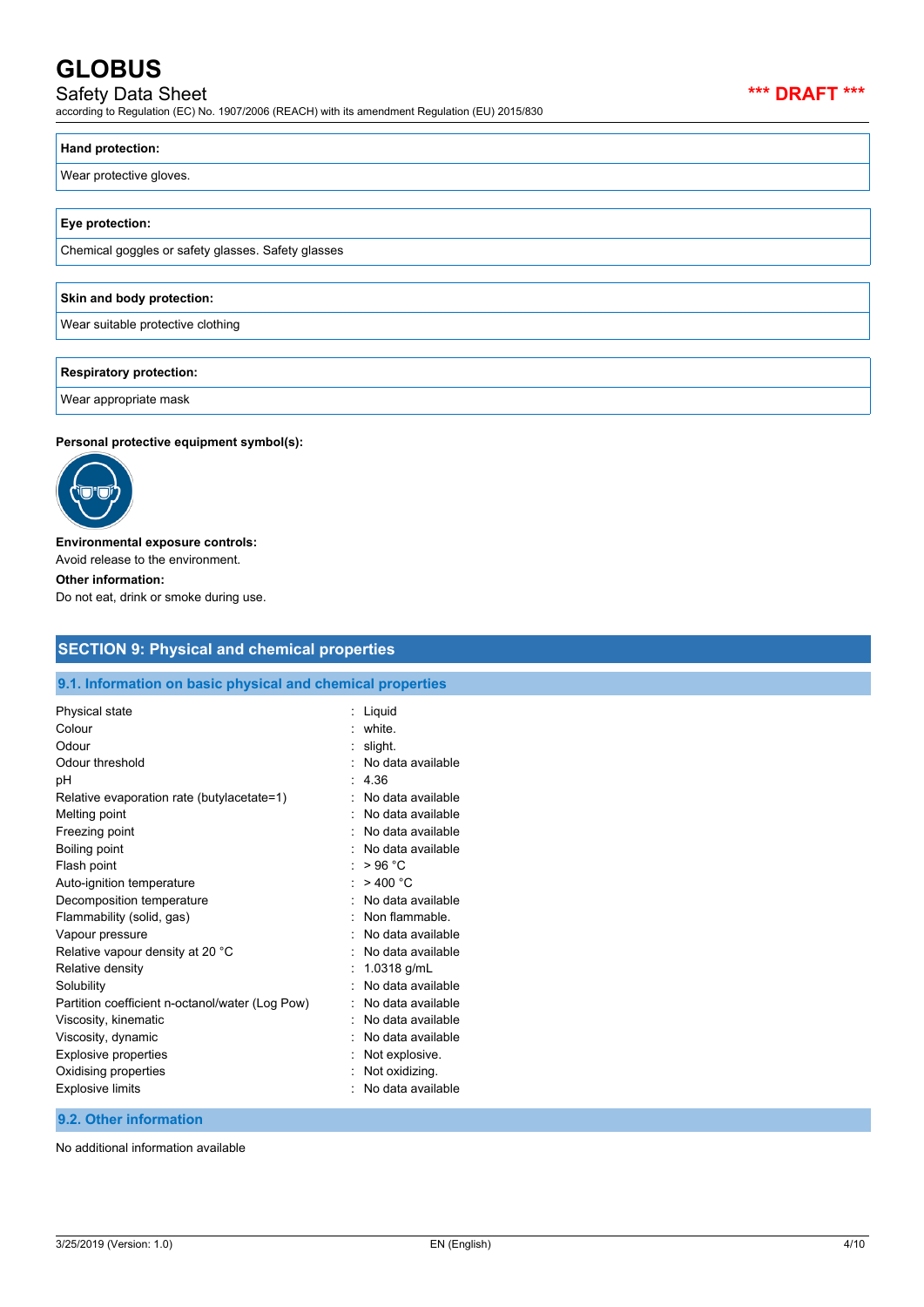| Hand protection: |
| --- |
| Wear protective gloves. |

| Eye protection: |
| --- |
| Chemical goggles or safety glasses. Safety glasses |

| Skin and body protection: |
| --- |
| Wear suitable protective clothing |

| Respiratory protection: |
| --- |
| Wear appropriate mask |

**Personal protective equipment symbol(s):**

**Environmental exposure controls:**

Avoid release to the environment.

**Other information:**

Do not eat, drink or smoke during use.

## SECTION 9: Physical and chemical properties

### 9.1. Information on basic physical and chemical properties

| | |
| --- | --- |
| Physical state | : Liquid |
| Colour | : white. |
| Odour | : slight. |
| Odour threshold | : No data available |
| pH | : 4.36 |
| Relative evaporation rate (butylacetate=1) | : No data available |
| Melting point | : No data available |
| Freezing point | : No data available |
| Boiling point | : No data available |
| Flash point | : > 96 °C |
| Auto-ignition temperature | : > 400 °C |
| Decomposition temperature | : No data available |
| Flammability (solid, gas) | : Non flammable. |
| Vapour pressure | : No data available |
| Relative vapour density at 20 °C | : No data available |
| Relative density | : 1.0318 g/mL |
| Solubility | : No data available |
| Partition coefficient n-octanol/water (Log Pow) | : No data available |
| Viscosity, kinematic | : No data available |
| Viscosity, dynamic | : No data available |
| Explosive properties | : Not explosive. |
| Oxidising properties | : Not oxidizing. |
| Explosive limits | : No data available |

### 9.2. Other information

No additional information available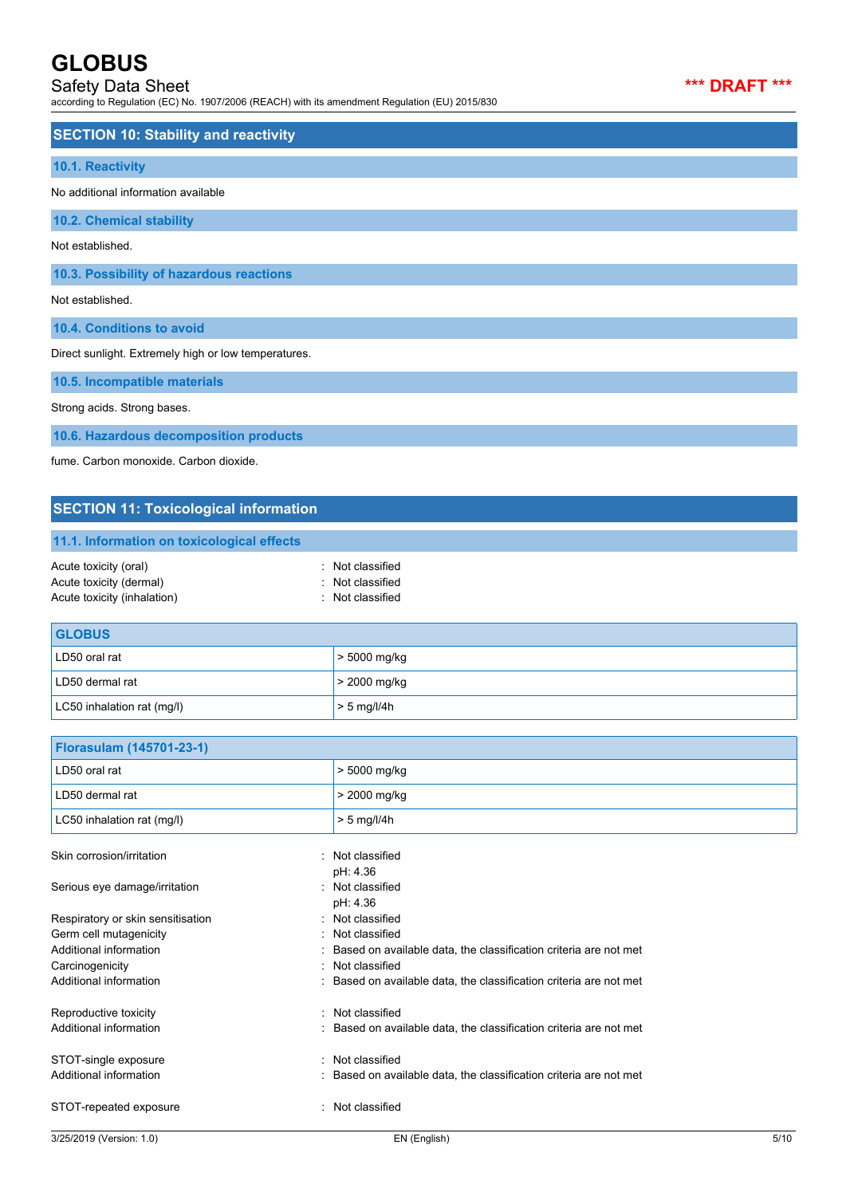## SECTION 10: Stability and reactivity

### 10.1. Reactivity

No additional information available

### 10.2. Chemical stability

Not established.

### 10.3. Possibility of hazardous reactions

Not established.

### 10.4. Conditions to avoid

Direct sunlight. Extremely high or low temperatures.

### 10.5. Incompatible materials

Strong acids. Strong bases.

### 10.6. Hazardous decomposition products

fume. Carbon monoxide. Carbon dioxide.

## SECTION 11: Toxicological information

### 11.1. Information on toxicological effects

Acute toxicity (oral) : Not classified
Acute toxicity (dermal) : Not classified
Acute toxicity (inhalation) : Not classified

| GLOBUS | |
|---|---|
| LD50 oral rat | > 5000 mg/kg |
| LD50 dermal rat | > 2000 mg/kg |
| LC50 inhalation rat (mg/l) | > 5 mg/l/4h |

| Florasulam (145701-23-1) | |
|---|---|
| LD50 oral rat | > 5000 mg/kg |
| LD50 dermal rat | > 2000 mg/kg |
| LC50 inhalation rat (mg/l) | > 5 mg/l/4h |

Skin corrosion/irritation : Not classified
pH: 4.36
Serious eye damage/irritation : Not classified
pH: 4.36
Respiratory or skin sensitisation : Not classified
Germ cell mutagenicity : Not classified
Additional information : Based on available data, the classification criteria are not met
Carcinogenicity : Not classified
Additional information : Based on available data, the classification criteria are not met

Reproductive toxicity : Not classified
Additional information : Based on available data, the classification criteria are not met

STOT-single exposure : Not classified
Additional information : Based on available data, the classification criteria are not met

STOT-repeated exposure : Not classified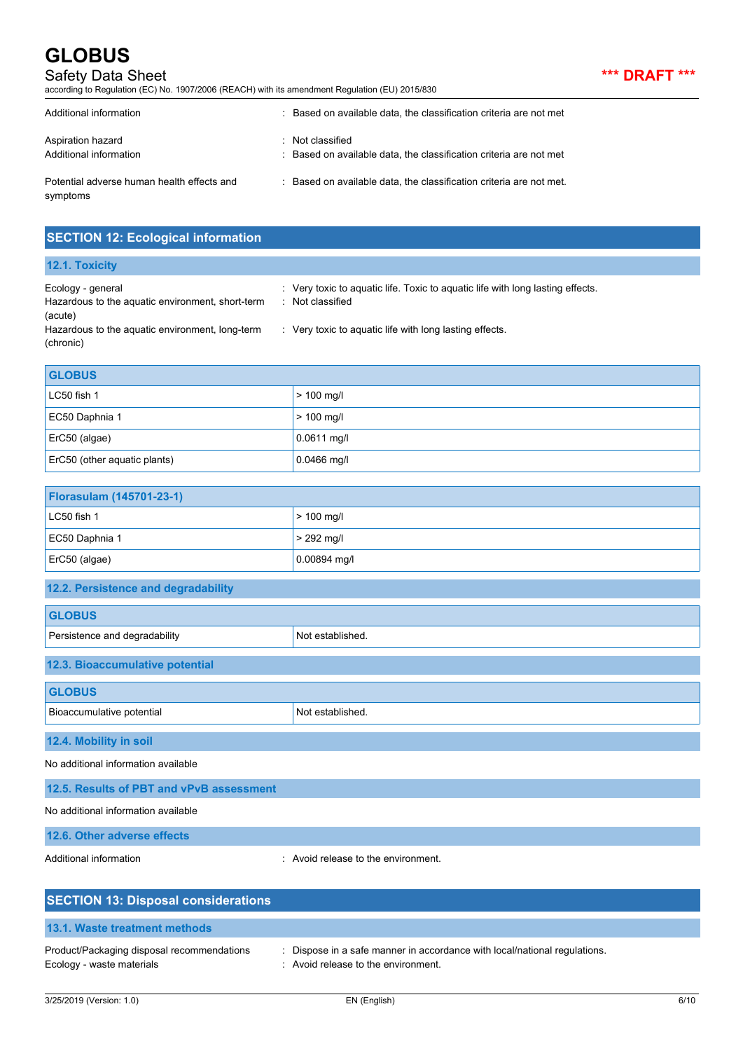Additional information : Based on available data, the classification criteria are not met

Aspiration hazard : Not classified
Additional information : Based on available data, the classification criteria are not met

Potential adverse human health effects and symptoms : Based on available data, the classification criteria are not met.

## SECTION 12: Ecological information

### 12.1. Toxicity

Ecology - general : Very toxic to aquatic life. Toxic to aquatic life with long lasting effects.
Hazardous to the aquatic environment, short-term (acute) : Not classified
Hazardous to the aquatic environment, long-term (chronic) : Very toxic to aquatic life with long lasting effects.

| GLOBUS | |
|---|---|
| LC50 fish 1 | > 100 mg/l |
| EC50 Daphnia 1 | > 100 mg/l |
| ErC50 (algae) | 0.0611 mg/l |
| ErC50 (other aquatic plants) | 0.0466 mg/l |

| Florasulam (145701-23-1) | |
|---|---|
| LC50 fish 1 | > 100 mg/l |
| EC50 Daphnia 1 | > 292 mg/l |
| ErC50 (algae) | 0.00894 mg/l |

### 12.2. Persistence and degradability

| GLOBUS | |
|---|---|
| Persistence and degradability | Not established. |

### 12.3. Bioaccumulative potential

| GLOBUS | |
|---|---|
| Bioaccumulative potential | Not established. |

### 12.4. Mobility in soil

No additional information available

### 12.5. Results of PBT and vPvB assessment

No additional information available

### 12.6. Other adverse effects

Additional information : Avoid release to the environment.

## SECTION 13: Disposal considerations

### 13.1. Waste treatment methods

Product/Packaging disposal recommendations : Dispose in a safe manner in accordance with local/national regulations.
Ecology - waste materials : Avoid release to the environment.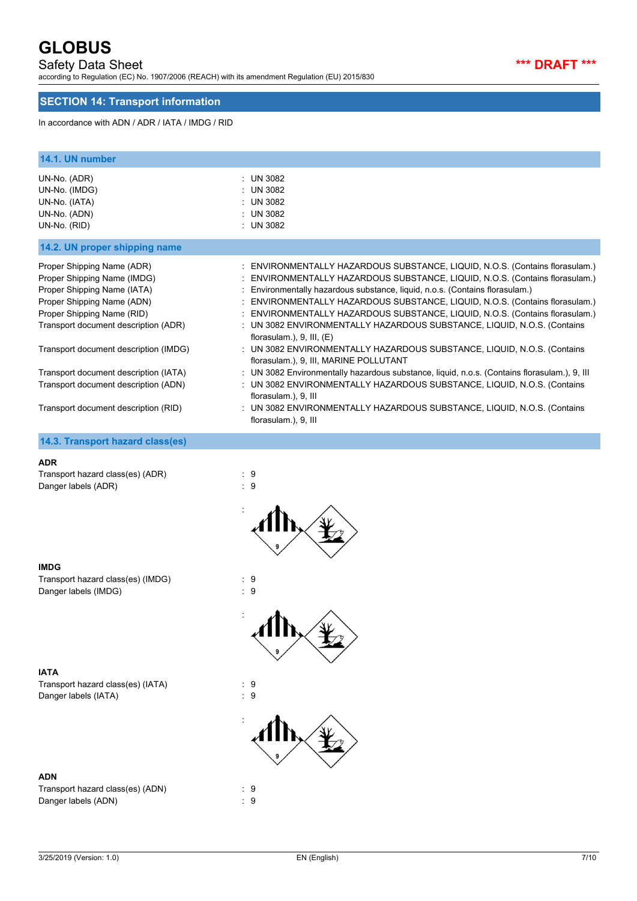## SECTION 14: Transport information

In accordance with ADN / ADR / IATA / IMDG / RID

### 14.1. UN number

| | |
|---|---|
| UN-No. (ADR) | : UN 3082 |
| UN-No. (IMDG) | : UN 3082 |
| UN-No. (IATA) | : UN 3082 |
| UN-No. (ADN) | : UN 3082 |
| UN-No. (RID) | : UN 3082 |

### 14.2. UN proper shipping name

| | |
|---|---|
| Proper Shipping Name (ADR) | : ENVIRONMENTALLY HAZARDOUS SUBSTANCE, LIQUID, N.O.S. (Contains florasulam.) |
| Proper Shipping Name (IMDG) | : ENVIRONMENTALLY HAZARDOUS SUBSTANCE, LIQUID, N.O.S. (Contains florasulam.) |
| Proper Shipping Name (IATA) | : Environmentally hazardous substance, liquid, n.o.s. (Contains florasulam.) |
| Proper Shipping Name (ADN) | : ENVIRONMENTALLY HAZARDOUS SUBSTANCE, LIQUID, N.O.S. (Contains florasulam.) |
| Proper Shipping Name (RID) | : ENVIRONMENTALLY HAZARDOUS SUBSTANCE, LIQUID, N.O.S. (Contains florasulam.) |
| Transport document description (ADR) | : UN 3082 ENVIRONMENTALLY HAZARDOUS SUBSTANCE, LIQUID, N.O.S. (Contains florasulam.), 9, III, (E) |
| Transport document description (IMDG) | : UN 3082 ENVIRONMENTALLY HAZARDOUS SUBSTANCE, LIQUID, N.O.S. (Contains florasulam.), 9, III, MARINE POLLUTANT |
| Transport document description (IATA) | : UN 3082 Environmentally hazardous substance, liquid, n.o.s. (Contains florasulam.), 9, III |
| Transport document description (ADN) | : UN 3082 ENVIRONMENTALLY HAZARDOUS SUBSTANCE, LIQUID, N.O.S. (Contains florasulam.), 9, III |
| Transport document description (RID) | : UN 3082 ENVIRONMENTALLY HAZARDOUS SUBSTANCE, LIQUID, N.O.S. (Contains florasulam.), 9, III |

### 14.3. Transport hazard class(es)

**ADR**

| | |
|---|---|
| Transport hazard class(es) (ADR) | : 9 |
| Danger labels (ADR) | : 9 |

**IMDG**

| | |
|---|---|
| Transport hazard class(es) (IMDG) | : 9 |
| Danger labels (IMDG) | : 9 |

**IATA**

| | |
|---|---|
| Transport hazard class(es) (IATA) | : 9 |
| Danger labels (IATA) | : 9 |

**ADN**

| | |
|---|---|
| Transport hazard class(es) (ADN) | : 9 |
| Danger labels (ADN) | : 9 |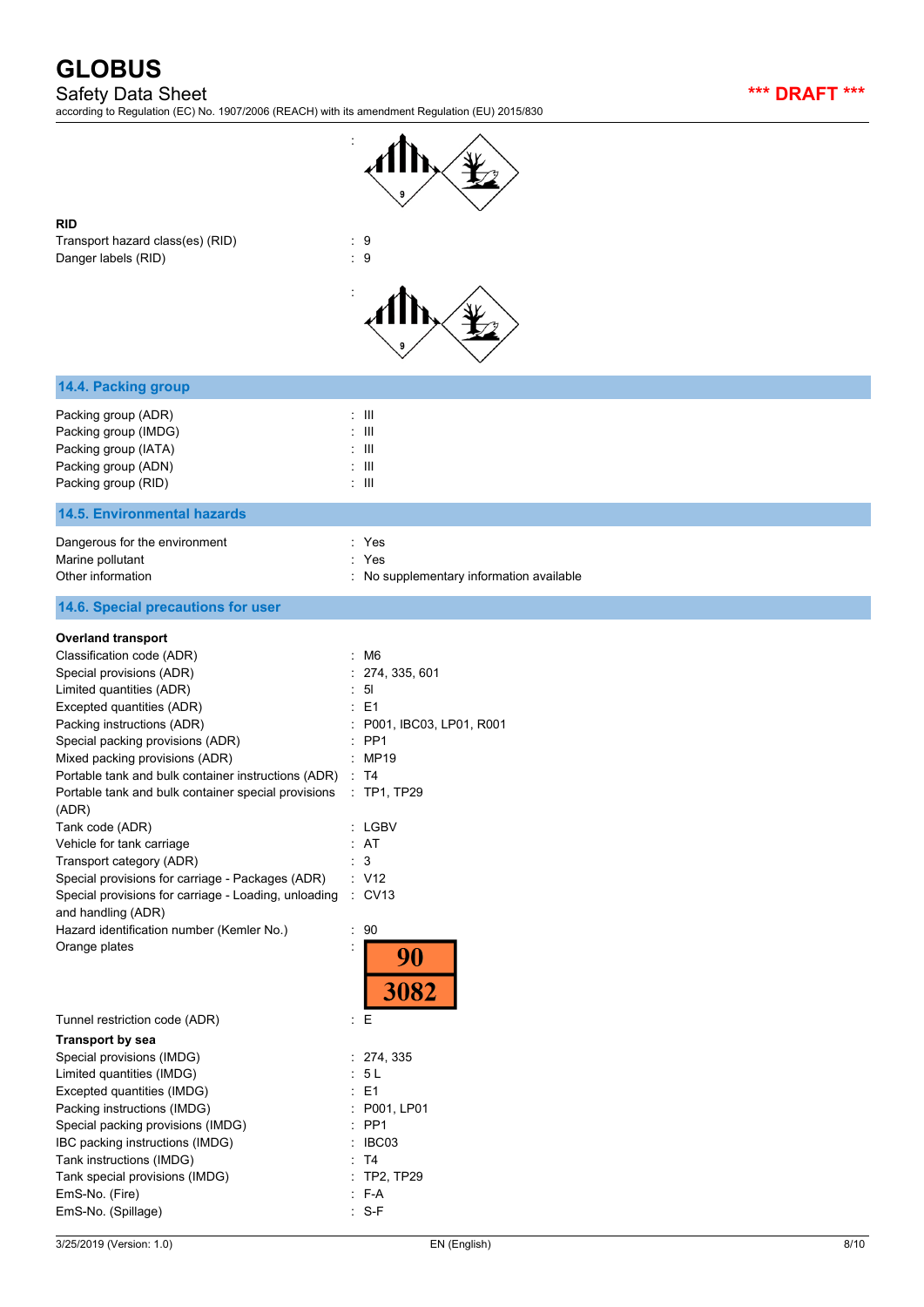:

**RID**

Transport hazard class(es) (RID) : 9

Danger labels (RID) : 9

:

## 14.4. Packing group

Packing group (ADR) : III

Packing group (IMDG) : III

Packing group (IATA) : III

Packing group (ADN) : III

Packing group (RID) : III

## 14.5. Environmental hazards

Dangerous for the environment : Yes

Marine pollutant : Yes

Other information : No supplementary information available

## 14.6. Special precautions for user

**Overland transport**

Classification code (ADR) : M6

Special provisions (ADR) : 274, 335, 601

Limited quantities (ADR) : 5l

Excepted quantities (ADR) : E1

Packing instructions (ADR) : P001, IBC03, LP01, R001

Special packing provisions (ADR) : PP1

Mixed packing provisions (ADR) : MP19

Portable tank and bulk container instructions (ADR) : T4

Portable tank and bulk container special provisions (ADR) : TP1, TP29

Tank code (ADR) : LGBV

Vehicle for tank carriage : AT

Transport category (ADR) : 3

Special provisions for carriage - Packages (ADR) : V12

Special provisions for carriage - Loading, unloading and handling (ADR) : CV13

Hazard identification number (Kemler No.) : 90

Orange plates :

| 90 |
|---|
| 3082 |

Tunnel restriction code (ADR) : E

**Transport by sea**

Special provisions (IMDG) : 274, 335

Limited quantities (IMDG) : 5 L

Excepted quantities (IMDG) : E1

Packing instructions (IMDG) : P001, LP01

Special packing provisions (IMDG) : PP1

IBC packing instructions (IMDG) : IBC03

Tank instructions (IMDG) : T4

Tank special provisions (IMDG) : TP2, TP29

EmS-No. (Fire) : F-A

EmS-No. (Spillage) : S-F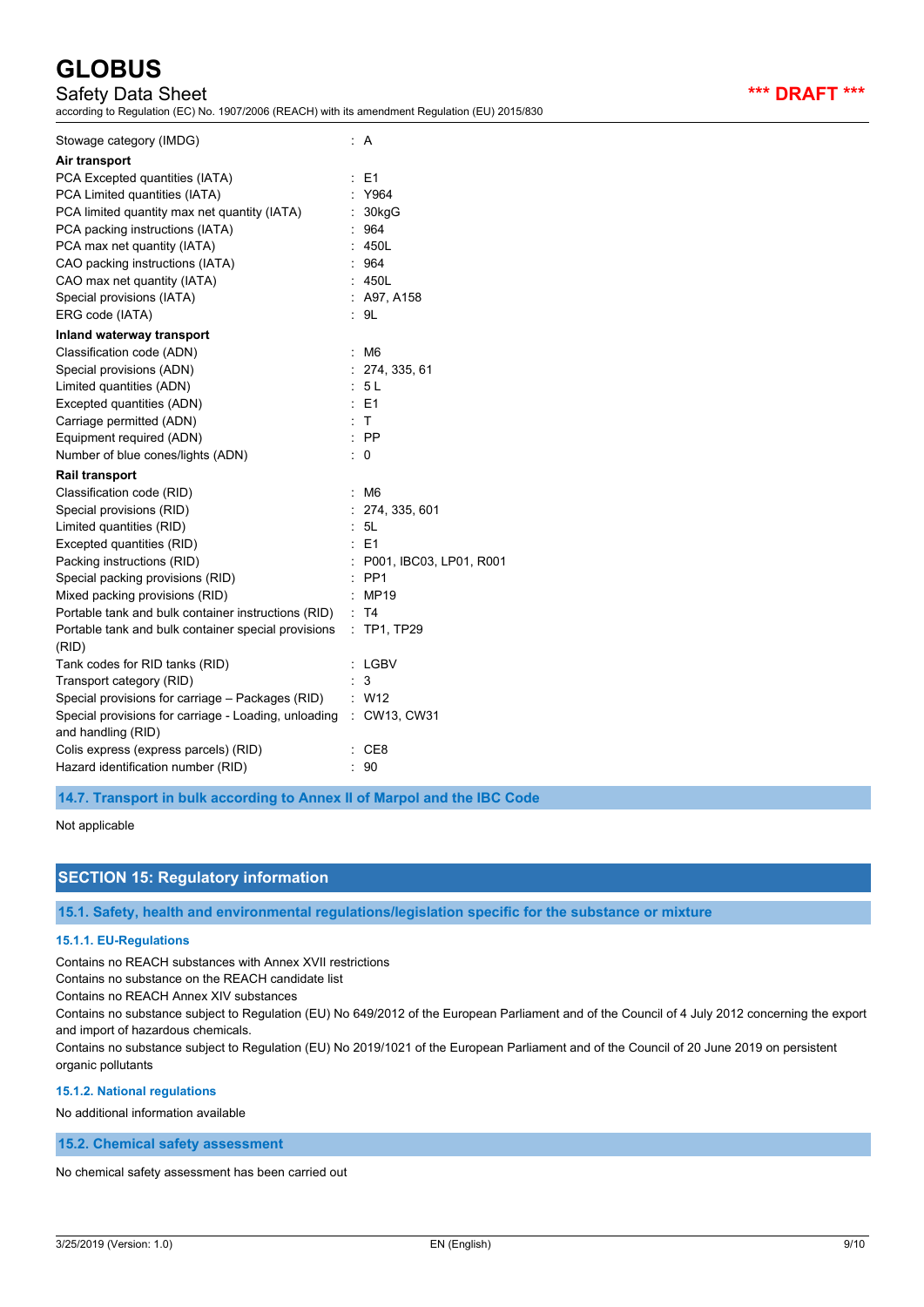| | |
|---|---|
| Stowage category (IMDG) | : A |

**Air transport**

| | |
|---|---|
| PCA Excepted quantities (IATA) | : E1 |
| PCA Limited quantities (IATA) | : Y964 |
| PCA limited quantity max net quantity (IATA) | : 30kgG |
| PCA packing instructions (IATA) | : 964 |
| PCA max net quantity (IATA) | : 450L |
| CAO packing instructions (IATA) | : 964 |
| CAO max net quantity (IATA) | : 450L |
| Special provisions (IATA) | : A97, A158 |
| ERG code (IATA) | : 9L |

**Inland waterway transport**

| | |
|---|---|
| Classification code (ADN) | : M6 |
| Special provisions (ADN) | : 274, 335, 61 |
| Limited quantities (ADN) | : 5 L |
| Excepted quantities (ADN) | : E1 |
| Carriage permitted (ADN) | : T |
| Equipment required (ADN) | : PP |
| Number of blue cones/lights (ADN) | : 0 |

**Rail transport**

| | |
|---|---|
| Classification code (RID) | : M6 |
| Special provisions (RID) | : 274, 335, 601 |
| Limited quantities (RID) | : 5L |
| Excepted quantities (RID) | : E1 |
| Packing instructions (RID) | : P001, IBC03, LP01, R001 |
| Special packing provisions (RID) | : PP1 |
| Mixed packing provisions (RID) | : MP19 |
| Portable tank and bulk container instructions (RID) | : T4 |
| Portable tank and bulk container special provisions (RID) | : TP1, TP29 |
| Tank codes for RID tanks (RID) | : LGBV |
| Transport category (RID) | : 3 |
| Special provisions for carriage – Packages (RID) | : W12 |
| Special provisions for carriage - Loading, unloading and handling (RID) | : CW13, CW31 |
| Colis express (express parcels) (RID) | : CE8 |
| Hazard identification number (RID) | : 90 |

### 14.7. Transport in bulk according to Annex II of Marpol and the IBC Code

Not applicable

## SECTION 15: Regulatory information

### 15.1. Safety, health and environmental regulations/legislation specific for the substance or mixture

#### 15.1.1. EU-Regulations

Contains no REACH substances with Annex XVII restrictions

Contains no substance on the REACH candidate list

Contains no REACH Annex XIV substances

Contains no substance subject to Regulation (EU) No 649/2012 of the European Parliament and of the Council of 4 July 2012 concerning the export and import of hazardous chemicals.

Contains no substance subject to Regulation (EU) No 2019/1021 of the European Parliament and of the Council of 20 June 2019 on persistent organic pollutants

#### 15.1.2. National regulations

No additional information available

### 15.2. Chemical safety assessment

No chemical safety assessment has been carried out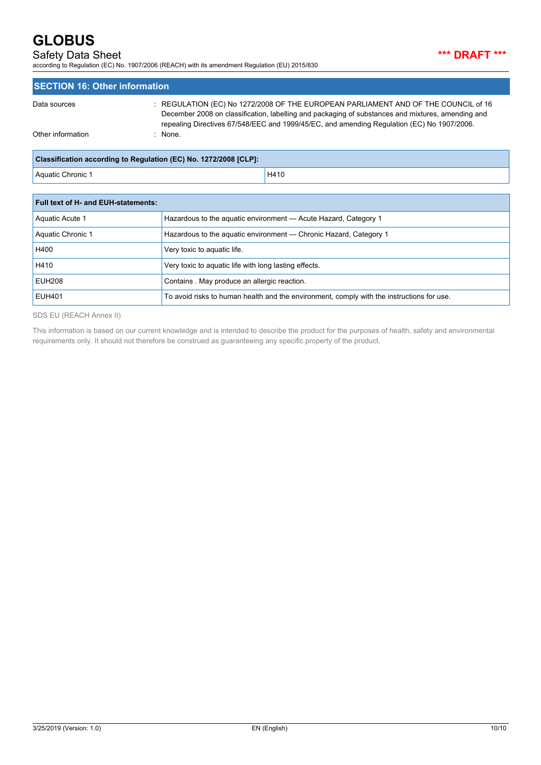## SECTION 16: Other information

Data sources : REGULATION (EC) No 1272/2008 OF THE EUROPEAN PARLIAMENT AND OF THE COUNCIL of 16 December 2008 on classification, labelling and packaging of substances and mixtures, amending and repealing Directives 67/548/EEC and 1999/45/EC, and amending Regulation (EC) No 1907/2006.

Other information : None.

| Classification according to Regulation (EC) No. 1272/2008 [CLP]: | |
|---|---|
| Aquatic Chronic 1 | H410 |

| Full text of H- and EUH-statements: | |
|---|---|
| Aquatic Acute 1 | Hazardous to the aquatic environment — Acute Hazard, Category 1 |
| Aquatic Chronic 1 | Hazardous to the aquatic environment — Chronic Hazard, Category 1 |
| H400 | Very toxic to aquatic life. |
| H410 | Very toxic to aquatic life with long lasting effects. |
| EUH208 | Contains . May produce an allergic reaction. |
| EUH401 | To avoid risks to human health and the environment, comply with the instructions for use. |

SDS EU (REACH Annex II)

This information is based on our current knowledge and is intended to describe the product for the purposes of health, safety and environmental requirements only. It should not therefore be construed as guaranteeing any specific property of the product.